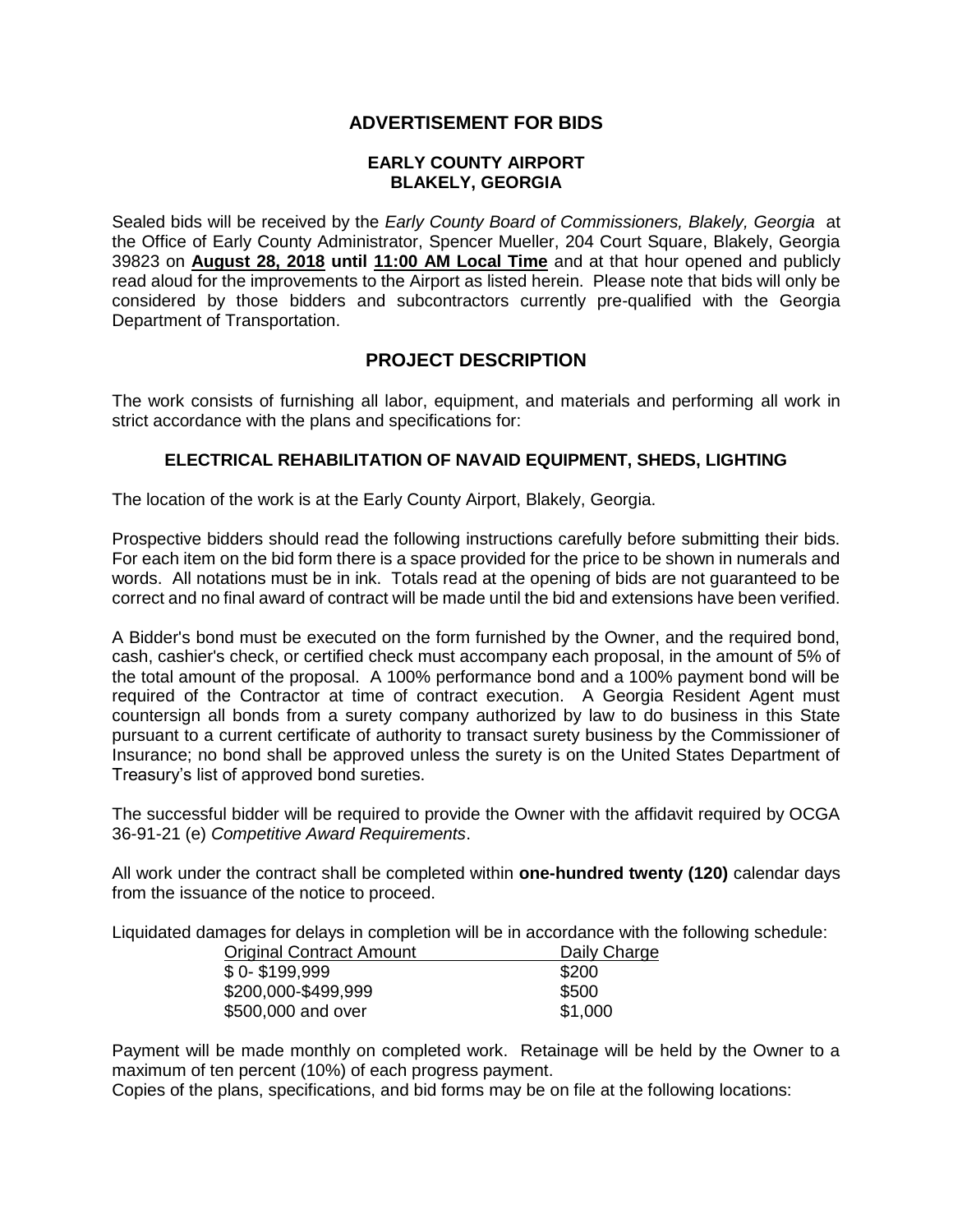# ADVERTISEMENT FOR BIDS

## EARLY COUNTY AIRPORT
## BLAKELY, GEORGIA

Sealed bids will be received by the *Early County Board of Commissioners, Blakely, Georgia* at the Office of Early County Administrator, Spencer Mueller, 204 Court Square, Blakely, Georgia 39823 on **August 28, 2018 until 11:00 AM Local Time** and at that hour opened and publicly read aloud for the improvements to the Airport as listed herein. Please note that bids will only be considered by those bidders and subcontractors currently pre-qualified with the Georgia Department of Transportation.

# PROJECT DESCRIPTION

The work consists of furnishing all labor, equipment, and materials and performing all work in strict accordance with the plans and specifications for:

### ELECTRICAL REHABILITATION OF NAVAID EQUIPMENT, SHEDS, LIGHTING

The location of the work is at the Early County Airport, Blakely, Georgia.

Prospective bidders should read the following instructions carefully before submitting their bids. For each item on the bid form there is a space provided for the price to be shown in numerals and words. All notations must be in ink. Totals read at the opening of bids are not guaranteed to be correct and no final award of contract will be made until the bid and extensions have been verified.

A Bidder's bond must be executed on the form furnished by the Owner, and the required bond, cash, cashier's check, or certified check must accompany each proposal, in the amount of 5% of the total amount of the proposal. A 100% performance bond and a 100% payment bond will be required of the Contractor at time of contract execution. A Georgia Resident Agent must countersign all bonds from a surety company authorized by law to do business in this State pursuant to a current certificate of authority to transact surety business by the Commissioner of Insurance; no bond shall be approved unless the surety is on the United States Department of Treasury's list of approved bond sureties.

The successful bidder will be required to provide the Owner with the affidavit required by OCGA 36-91-21 (e) *Competitive Award Requirements*.

All work under the contract shall be completed within **one-hundred twenty (120)** calendar days from the issuance of the notice to proceed.

Liquidated damages for delays in completion will be in accordance with the following schedule:

| Original Contract Amount | Daily Charge |
|---|---|
| $ 0- $199,999 | $200 |
| $200,000-$499,999 | $500 |
| $500,000 and over | $1,000 |

Payment will be made monthly on completed work. Retainage will be held by the Owner to a maximum of ten percent (10%) of each progress payment.

Copies of the plans, specifications, and bid forms may be on file at the following locations: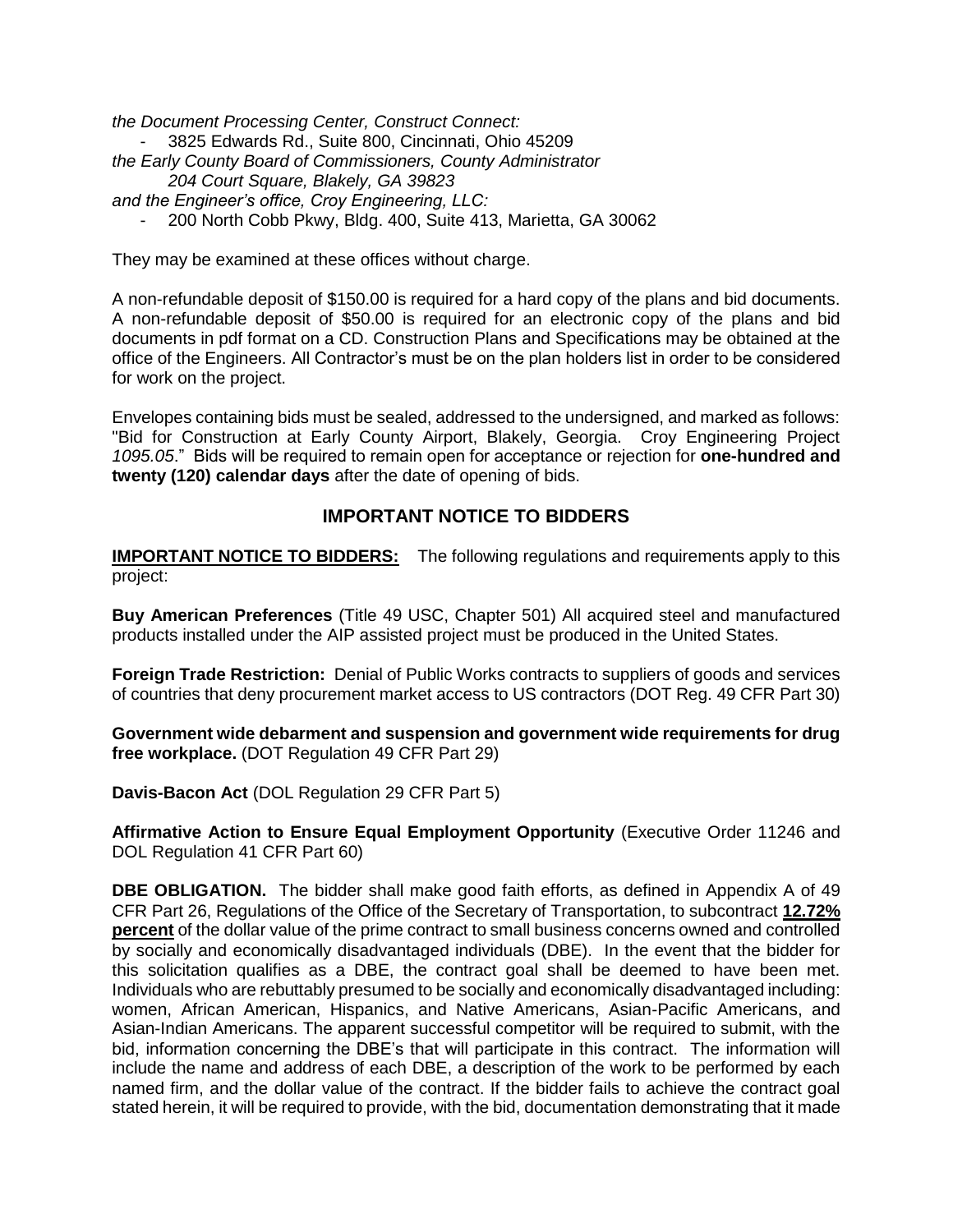*the Document Processing Center, Construct Connect:*

- 3825 Edwards Rd., Suite 800, Cincinnati, Ohio 45209

*the Early County Board of Commissioners, County Administrator*

*204 Court Square, Blakely, GA 39823*

*and the Engineer's office, Croy Engineering, LLC:*

- 200 North Cobb Pkwy, Bldg. 400, Suite 413, Marietta, GA 30062

They may be examined at these offices without charge.

A non-refundable deposit of $150.00 is required for a hard copy of the plans and bid documents. A non-refundable deposit of $50.00 is required for an electronic copy of the plans and bid documents in pdf format on a CD. Construction Plans and Specifications may be obtained at the office of the Engineers. All Contractor's must be on the plan holders list in order to be considered for work on the project.

Envelopes containing bids must be sealed, addressed to the undersigned, and marked as follows: "Bid for Construction at Early County Airport, Blakely, Georgia. Croy Engineering Project *1095.05*." Bids will be required to remain open for acceptance or rejection for **one-hundred and twenty (120) calendar days** after the date of opening of bids.

## IMPORTANT NOTICE TO BIDDERS

**IMPORTANT NOTICE TO BIDDERS:** The following regulations and requirements apply to this project:

**Buy American Preferences** (Title 49 USC, Chapter 501) All acquired steel and manufactured products installed under the AIP assisted project must be produced in the United States.

**Foreign Trade Restriction:** Denial of Public Works contracts to suppliers of goods and services of countries that deny procurement market access to US contractors (DOT Reg. 49 CFR Part 30)

**Government wide debarment and suspension and government wide requirements for drug free workplace.** (DOT Regulation 49 CFR Part 29)

**Davis-Bacon Act** (DOL Regulation 29 CFR Part 5)

**Affirmative Action to Ensure Equal Employment Opportunity** (Executive Order 11246 and DOL Regulation 41 CFR Part 60)

**DBE OBLIGATION.** The bidder shall make good faith efforts, as defined in Appendix A of 49 CFR Part 26, Regulations of the Office of the Secretary of Transportation, to subcontract **12.72% percent** of the dollar value of the prime contract to small business concerns owned and controlled by socially and economically disadvantaged individuals (DBE). In the event that the bidder for this solicitation qualifies as a DBE, the contract goal shall be deemed to have been met. Individuals who are rebuttably presumed to be socially and economically disadvantaged including: women, African American, Hispanics, and Native Americans, Asian-Pacific Americans, and Asian-Indian Americans. The apparent successful competitor will be required to submit, with the bid, information concerning the DBE's that will participate in this contract. The information will include the name and address of each DBE, a description of the work to be performed by each named firm, and the dollar value of the contract. If the bidder fails to achieve the contract goal stated herein, it will be required to provide, with the bid, documentation demonstrating that it made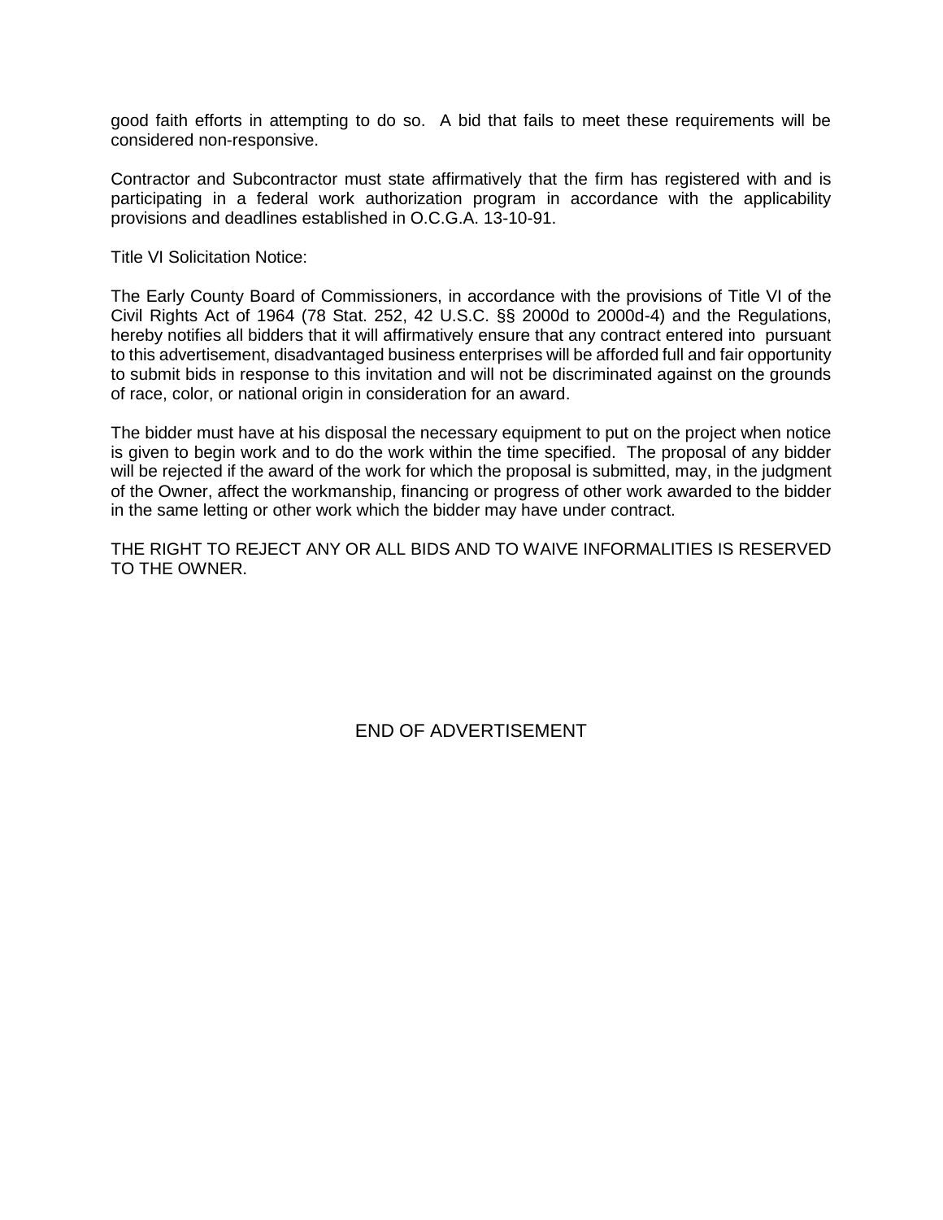good faith efforts in attempting to do so. A bid that fails to meet these requirements will be considered non-responsive.

Contractor and Subcontractor must state affirmatively that the firm has registered with and is participating in a federal work authorization program in accordance with the applicability provisions and deadlines established in O.C.G.A. 13-10-91.

Title VI Solicitation Notice:

The Early County Board of Commissioners, in accordance with the provisions of Title VI of the Civil Rights Act of 1964 (78 Stat. 252, 42 U.S.C. §§ 2000d to 2000d-4) and the Regulations, hereby notifies all bidders that it will affirmatively ensure that any contract entered into pursuant to this advertisement, disadvantaged business enterprises will be afforded full and fair opportunity to submit bids in response to this invitation and will not be discriminated against on the grounds of race, color, or national origin in consideration for an award.

The bidder must have at his disposal the necessary equipment to put on the project when notice is given to begin work and to do the work within the time specified. The proposal of any bidder will be rejected if the award of the work for which the proposal is submitted, may, in the judgment of the Owner, affect the workmanship, financing or progress of other work awarded to the bidder in the same letting or other work which the bidder may have under contract.

THE RIGHT TO REJECT ANY OR ALL BIDS AND TO WAIVE INFORMALITIES IS RESERVED TO THE OWNER.

END OF ADVERTISEMENT